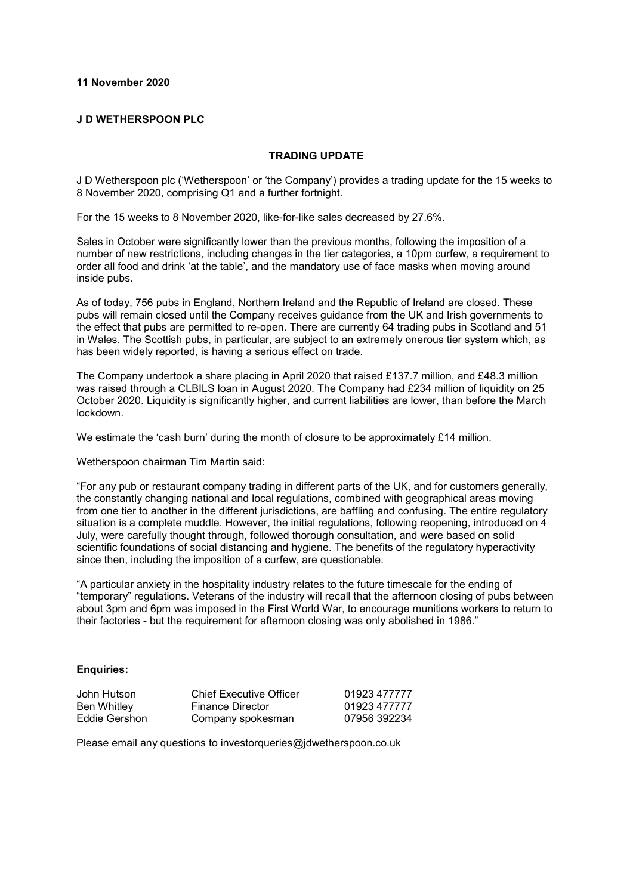**11 November 2020**

**J D WETHERSPOON PLC**

## TRADING UPDATE

J D Wetherspoon plc ('Wetherspoon' or 'the Company') provides a trading update for the 15 weeks to 8 November 2020, comprising Q1 and a further fortnight.

For the 15 weeks to 8 November 2020, like-for-like sales decreased by 27.6%.

Sales in October were significantly lower than the previous months, following the imposition of a number of new restrictions, including changes in the tier categories, a 10pm curfew, a requirement to order all food and drink 'at the table', and the mandatory use of face masks when moving around inside pubs.

As of today, 756 pubs in England, Northern Ireland and the Republic of Ireland are closed. These pubs will remain closed until the Company receives guidance from the UK and Irish governments to the effect that pubs are permitted to re-open. There are currently 64 trading pubs in Scotland and 51 in Wales. The Scottish pubs, in particular, are subject to an extremely onerous tier system which, as has been widely reported, is having a serious effect on trade.

The Company undertook a share placing in April 2020 that raised £137.7 million, and £48.3 million was raised through a CLBILS loan in August 2020. The Company had £234 million of liquidity on 25 October 2020. Liquidity is significantly higher, and current liabilities are lower, than before the March lockdown.

We estimate the 'cash burn' during the month of closure to be approximately £14 million.

Wetherspoon chairman Tim Martin said:

"For any pub or restaurant company trading in different parts of the UK, and for customers generally, the constantly changing national and local regulations, combined with geographical areas moving from one tier to another in the different jurisdictions, are baffling and confusing. The entire regulatory situation is a complete muddle. However, the initial regulations, following reopening, introduced on 4 July, were carefully thought through, followed thorough consultation, and were based on solid scientific foundations of social distancing and hygiene. The benefits of the regulatory hyperactivity since then, including the imposition of a curfew, are questionable.

"A particular anxiety in the hospitality industry relates to the future timescale for the ending of "temporary" regulations. Veterans of the industry will recall that the afternoon closing of pubs between about 3pm and 6pm was imposed in the First World War, to encourage munitions workers to return to their factories - but the requirement for afternoon closing was only abolished in 1986."

**Enquiries:**

| | | |
|---|---|---|
| John Hutson | Chief Executive Officer | 01923 477777 |
| Ben Whitley | Finance Director | 01923 477777 |
| Eddie Gershon | Company spokesman | 07956 392234 |

Please email any questions to investorqueries@jdwetherspoon.co.uk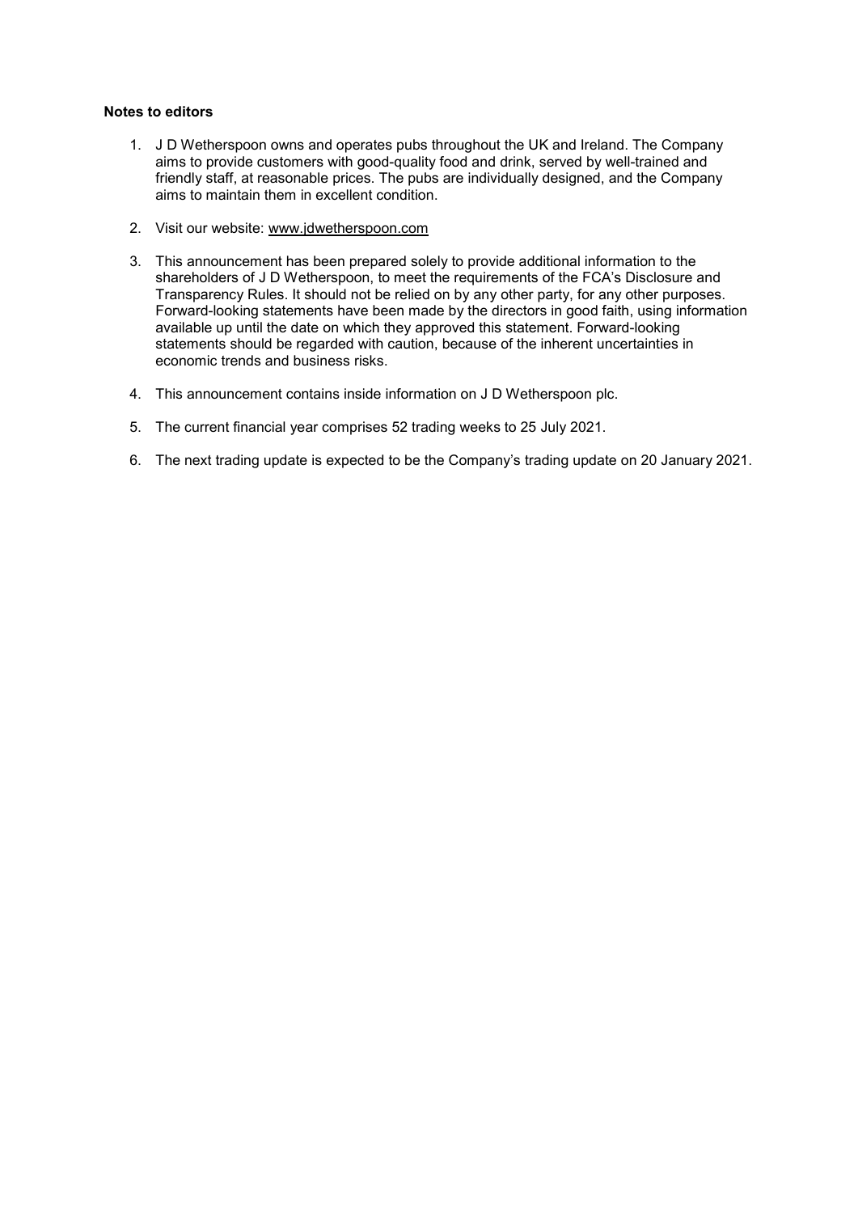**Notes to editors**

1. J D Wetherspoon owns and operates pubs throughout the UK and Ireland. The Company aims to provide customers with good-quality food and drink, served by well-trained and friendly staff, at reasonable prices. The pubs are individually designed, and the Company aims to maintain them in excellent condition.

2. Visit our website: www.jdwetherspoon.com

3. This announcement has been prepared solely to provide additional information to the shareholders of J D Wetherspoon, to meet the requirements of the FCA's Disclosure and Transparency Rules. It should not be relied on by any other party, for any other purposes. Forward-looking statements have been made by the directors in good faith, using information available up until the date on which they approved this statement. Forward-looking statements should be regarded with caution, because of the inherent uncertainties in economic trends and business risks.

4. This announcement contains inside information on J D Wetherspoon plc.

5. The current financial year comprises 52 trading weeks to 25 July 2021.

6. The next trading update is expected to be the Company's trading update on 20 January 2021.